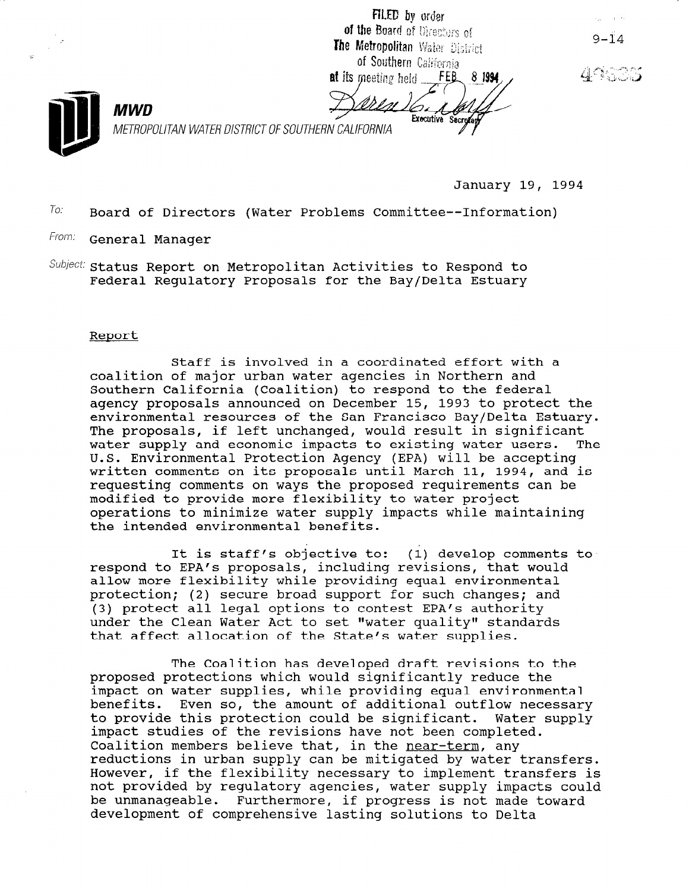FILED by order of the Board of Directors of The Metropolitan Water District of Southern California at its meeting held FEB 8 1994

Executive Secretary

9-14

**MWD**

METROPOLITAN WATER DISTRICT OF SOUTHERN CALIFORNIA

January 19, 1994

To: Board of Directors (Water Problems Committee--Information)

From: General Manager

Subject: Status Report on Metropolitan Activities to Respond to Federal Regulatory Proposals for the Bay/Delta Estuary

Report

Staff is involved in a coordinated effort with a coalition of major urban water agencies in Northern and Southern California (Coalition) to respond to the federal agency proposals announced on December 15, 1993 to protect the environmental resources of the San Francisco Bay/Delta Estuary. The proposals, if left unchanged, would result in significant water supply and economic impacts to existing water users. The U.S. Environmental Protection Agency (EPA) will be accepting written comments on its proposals until March 11, 1994, and is requesting comments on ways the proposed requirements can be modified to provide more flexibility to water project operations to minimize water supply impacts while maintaining the intended environmental benefits.

It is staff's objective to: (1) develop comments to respond to EPA's proposals, including revisions, that would allow more flexibility while providing equal environmental protection; (2) secure broad support for such changes; and (3) protect all legal options to contest EPA's authority under the Clean Water Act to set "water quality" standards that affect allocation of the State's water supplies.

The Coalition has developed draft revisions to the proposed protections which would significantly reduce the impact on water supplies, while providing equal environmental benefits. Even so, the amount of additional outflow necessary to provide this protection could be significant. Water supply impact studies of the revisions have not been completed. Coalition members believe that, in the near-term, any reductions in urban supply can be mitigated by water transfers. However, if the flexibility necessary to implement transfers is not provided by regulatory agencies, water supply impacts could be unmanageable. Furthermore, if progress is not made toward development of comprehensive lasting solutions to Delta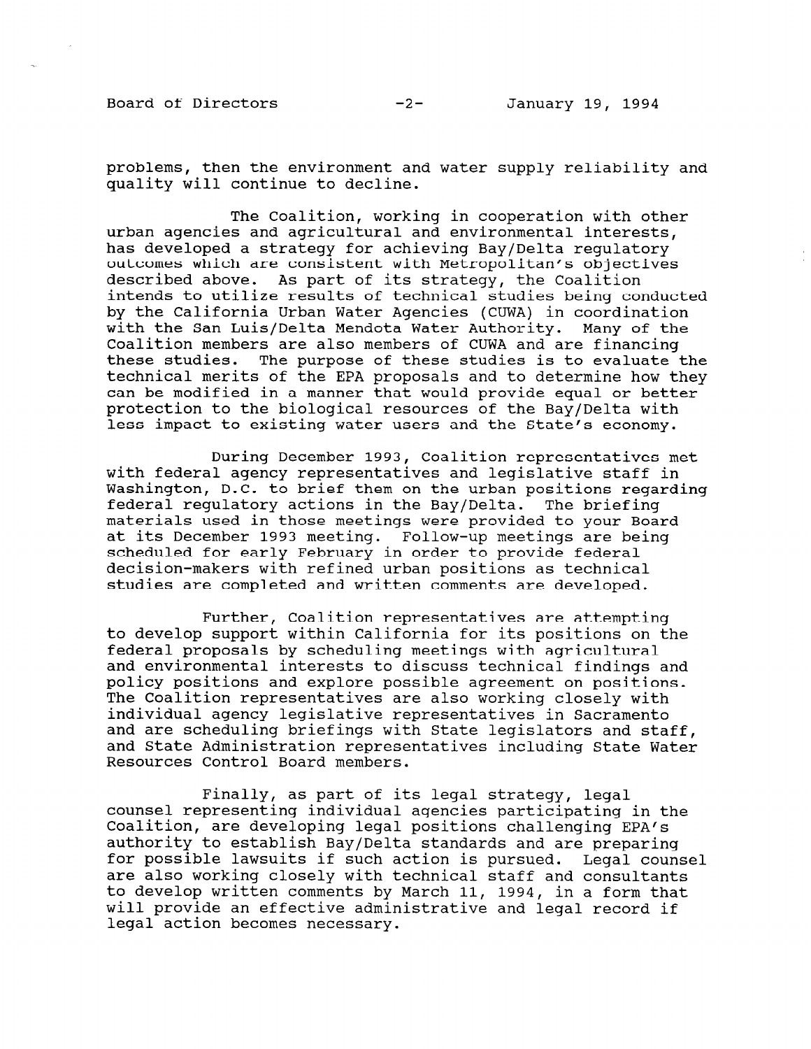problems, then the environment and water supply reliability and quality will continue to decline.

The Coalition, working in cooperation with other urban agencies and agricultural and environmental interests, has developed a strategy for achieving Bay/Delta regulatory outcomes which are consistent with Metropolitan's objectives described above. As part of its strategy, the Coalition intends to utilize results of technical studies being conducted by the California Urban Water Agencies (CUWA) in coordination with the San Luis/Delta Mendota Water Authority. Many of the Coalition members are also members of CUWA and are financing these studies. The purpose of these studies is to evaluate the technical merits of the EPA proposals and to determine how they can be modified in a manner that would provide equal or better protection to the biological resources of the Bay/Delta with less impact to existing water users and the State's economy.

During December 1993, Coalition representatives met with federal agency representatives and legislative staff in Washington, D.C. to brief them on the urban positions regarding federal regulatory actions in the Bay/Delta. The briefing materials used in those meetings were provided to your Board at its December 1993 meeting. Follow-up meetings are being scheduled for early February in order to provide federal decision-makers with refined urban positions as technical studies are completed and written comments are developed.

Further, Coalition representatives are attempting to develop support within California for its positions on the federal proposals by scheduling meetings with agricultural and environmental interests to discuss technical findings and policy positions and explore possible agreement on positions. The Coalition representatives are also working closely with individual agency legislative representatives in Sacramento and are scheduling briefings with State legislators and staff, and State Administration representatives including State Water Resources Control Board members.

Finally, as part of its legal strategy, legal counsel representing individual agencies participating in the Coalition, are developing legal positions challenging EPA's authority to establish Bay/Delta standards and are preparing for possible lawsuits if such action is pursued. Legal counsel are also working closely with technical staff and consultants to develop written comments by March 11, 1994, in a form that will provide an effective administrative and legal record if legal action becomes necessary.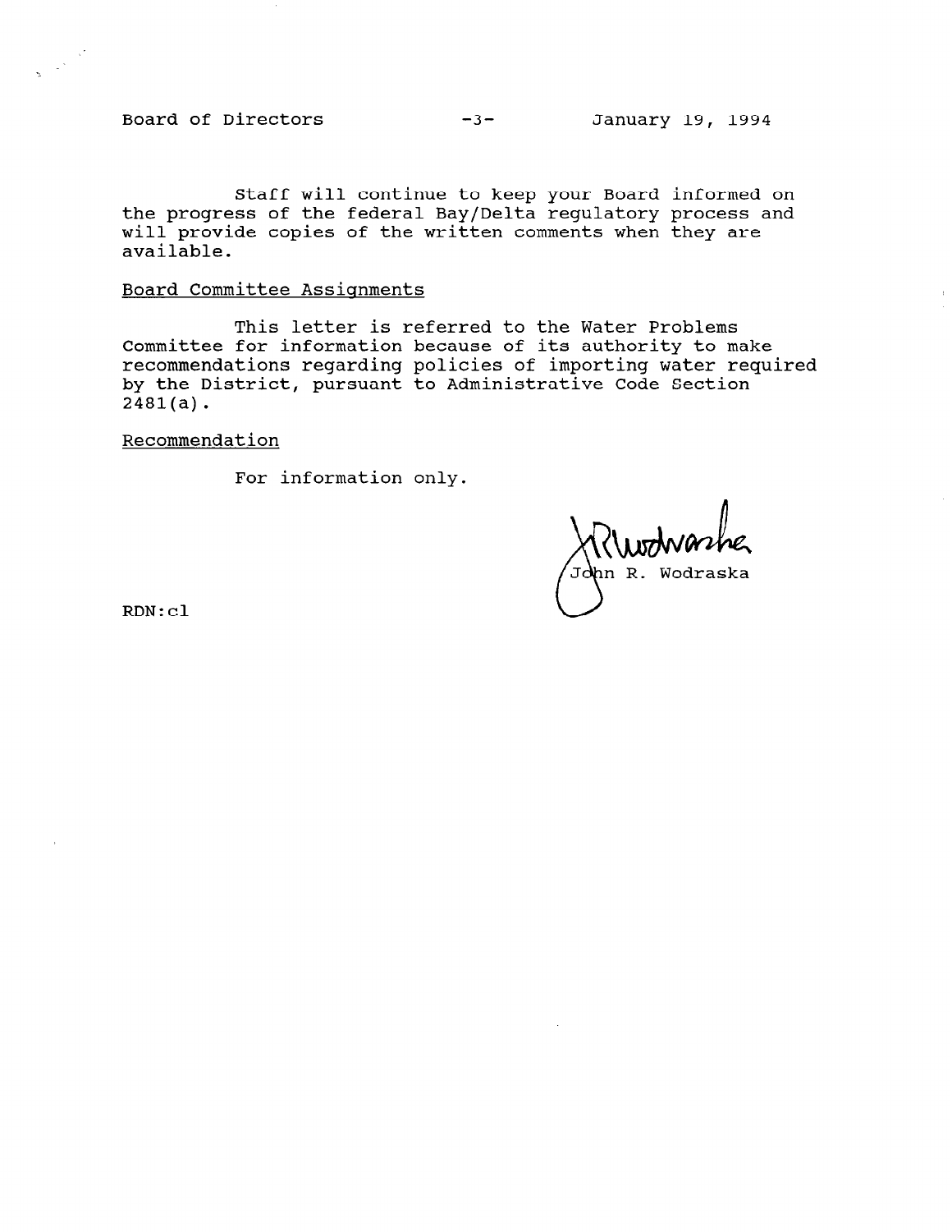Staff will continue to keep your Board informed on the progress of the federal Bay/Delta regulatory process and will provide copies of the written comments when they are available.

Board Committee Assignments

This letter is referred to the Water Problems Committee for information because of its authority to make recommendations regarding policies of importing water required by the District, pursuant to Administrative Code Section 2481(a).

Recommendation

For information only.

John R. Wodraska

RDN:cl